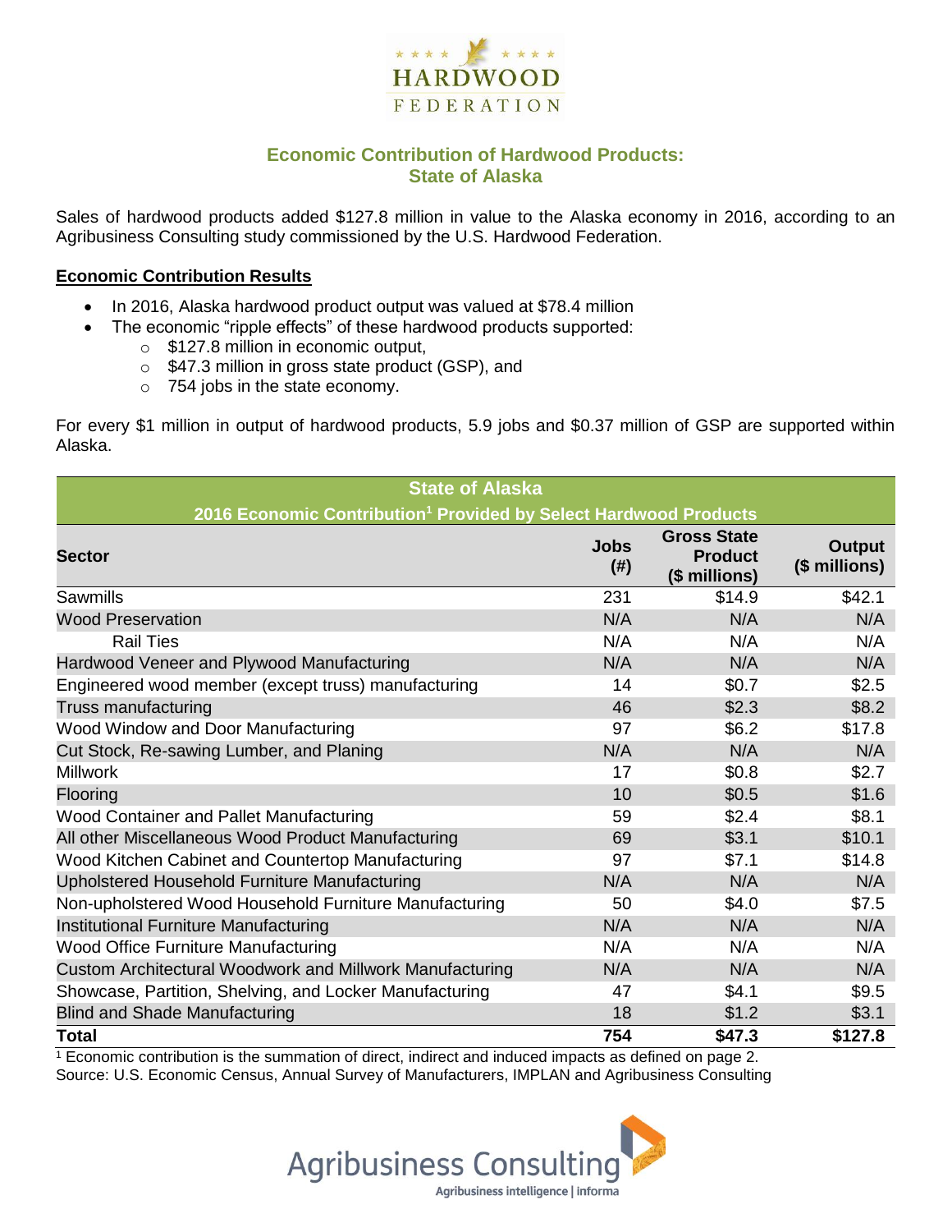HARDWOOD FEDERATION

## Economic Contribution of Hardwood Products: State of Alaska

Sales of hardwood products added $127.8 million in value to the Alaska economy in 2016, according to an Agribusiness Consulting study commissioned by the U.S. Hardwood Federation.

**Economic Contribution Results**

- In 2016, Alaska hardwood product output was valued at $78.4 million
- The economic "ripple effects" of these hardwood products supported:
  - $127.8 million in economic output,
  - $47.3 million in gross state product (GSP), and
  - 754 jobs in the state economy.

For every $1 million in output of hardwood products, 5.9 jobs and $0.37 million of GSP are supported within Alaska.

**State of Alaska**
**2016 Economic Contribution[1] Provided by Select Hardwood Products**

| Sector | Jobs (#) | Gross State Product ($ millions) | Output ($ millions) |
|---|---|---|---|
| Sawmills | 231 | $14.9 | $42.1 |
| Wood Preservation | N/A | N/A | N/A |
| Rail Ties | N/A | N/A | N/A |
| Hardwood Veneer and Plywood Manufacturing | N/A | N/A | N/A |
| Engineered wood member (except truss) manufacturing | 14 | $0.7 | $2.5 |
| Truss manufacturing | 46 | $2.3 | $8.2 |
| Wood Window and Door Manufacturing | 97 | $6.2 | $17.8 |
| Cut Stock, Re-sawing Lumber, and Planing | N/A | N/A | N/A |
| Millwork | 17 | $0.8 | $2.7 |
| Flooring | 10 | $0.5 | $1.6 |
| Wood Container and Pallet Manufacturing | 59 | $2.4 | $8.1 |
| All other Miscellaneous Wood Product Manufacturing | 69 | $3.1 | $10.1 |
| Wood Kitchen Cabinet and Countertop Manufacturing | 97 | $7.1 | $14.8 |
| Upholstered Household Furniture Manufacturing | N/A | N/A | N/A |
| Non-upholstered Wood Household Furniture Manufacturing | 50 | $4.0 | $7.5 |
| Institutional Furniture Manufacturing | N/A | N/A | N/A |
| Wood Office Furniture Manufacturing | N/A | N/A | N/A |
| Custom Architectural Woodwork and Millwork Manufacturing | N/A | N/A | N/A |
| Showcase, Partition, Shelving, and Locker Manufacturing | 47 | $4.1 | $9.5 |
| Blind and Shade Manufacturing | 18 | $1.2 | $3.1 |
| **Total** | **754** | **$47.3** | **$127.8** |

[1] Economic contribution is the summation of direct, indirect and induced impacts as defined on page 2.
Source: U.S. Economic Census, Annual Survey of Manufacturers, IMPLAN and Agribusiness Consulting

Agribusiness Consulting
Agribusiness intelligence | informa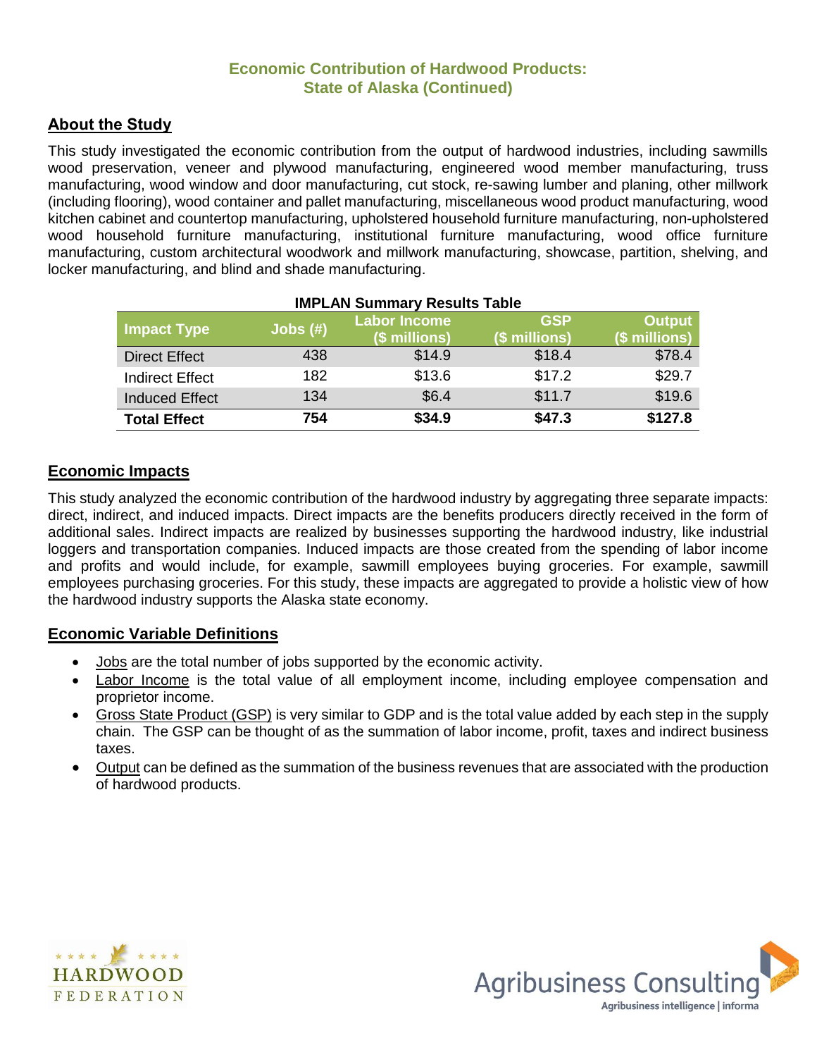# Economic Contribution of Hardwood Products: State of Alaska (Continued)

## About the Study

This study investigated the economic contribution from the output of hardwood industries, including sawmills wood preservation, veneer and plywood manufacturing, engineered wood member manufacturing, truss manufacturing, wood window and door manufacturing, cut stock, re-sawing lumber and planing, other millwork (including flooring), wood container and pallet manufacturing, miscellaneous wood product manufacturing, wood kitchen cabinet and countertop manufacturing, upholstered household furniture manufacturing, non-upholstered wood household furniture manufacturing, institutional furniture manufacturing, wood office furniture manufacturing, custom architectural woodwork and millwork manufacturing, showcase, partition, shelving, and locker manufacturing, and blind and shade manufacturing.

**IMPLAN Summary Results Table**

| Impact Type | Jobs (#) | Labor Income ($ millions) | GSP ($ millions) | Output ($ millions) |
|---|---|---|---|---|
| Direct Effect | 438 | $14.9 | $18.4 | $78.4 |
| Indirect Effect | 182 | $13.6 | $17.2 | $29.7 |
| Induced Effect | 134 | $6.4 | $11.7 | $19.6 |
| **Total Effect** | **754** | **$34.9** | **$47.3** | **$127.8** |

## Economic Impacts

This study analyzed the economic contribution of the hardwood industry by aggregating three separate impacts: direct, indirect, and induced impacts. Direct impacts are the benefits producers directly received in the form of additional sales. Indirect impacts are realized by businesses supporting the hardwood industry, like industrial loggers and transportation companies. Induced impacts are those created from the spending of labor income and profits and would include, for example, sawmill employees buying groceries. For example, sawmill employees purchasing groceries. For this study, these impacts are aggregated to provide a holistic view of how the hardwood industry supports the Alaska state economy.

## Economic Variable Definitions

- Jobs are the total number of jobs supported by the economic activity.
- Labor Income is the total value of all employment income, including employee compensation and proprietor income.
- Gross State Product (GSP) is very similar to GDP and is the total value added by each step in the supply chain. The GSP can be thought of as the summation of labor income, profit, taxes and indirect business taxes.
- Output can be defined as the summation of the business revenues that are associated with the production of hardwood products.

HARDWOOD FEDERATION

Agribusiness Consulting
Agribusiness intelligence | informa